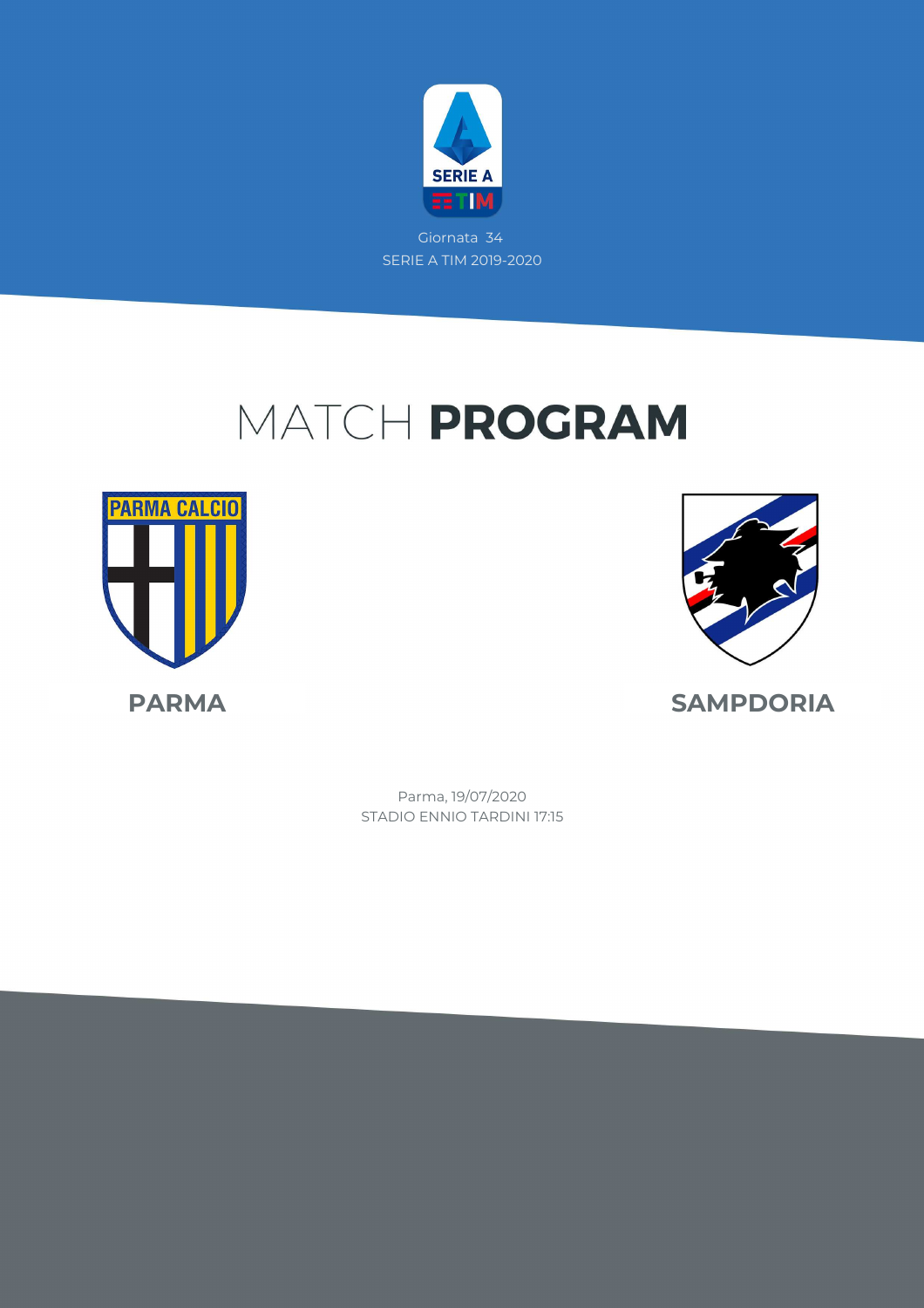Giornata 34

SERIE A TIM 2019-2020

# MATCH **PROGRAM**

**PARMA**

**SAMPDORIA**

Parma, 19/07/2020

STADIO ENNIO TARDINI 17:15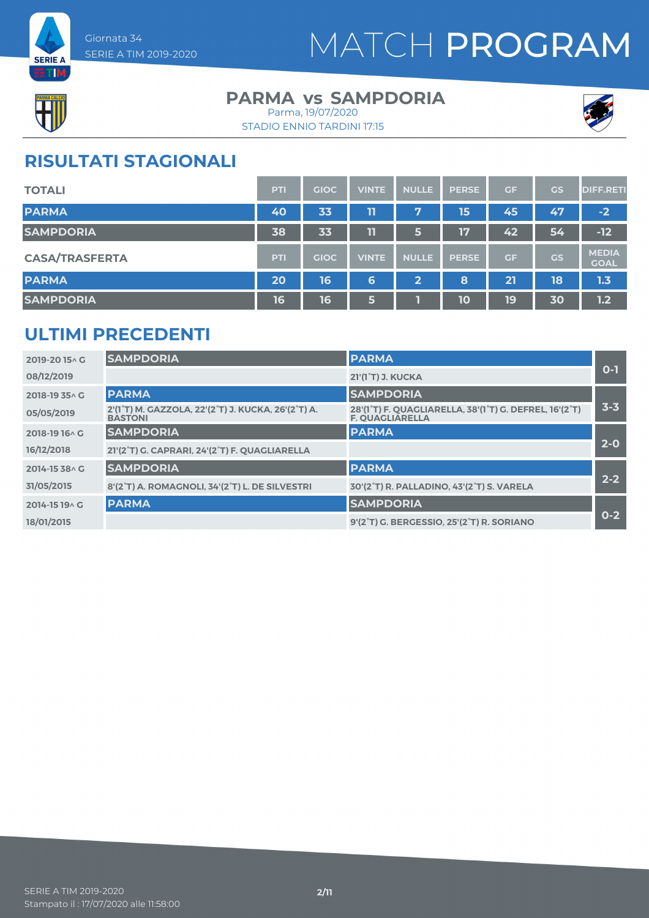Giornata 34
SERIE A TIM 2019-2020

# MATCH PROGRAM

## PARMA vs SAMPDORIA

Parma, 19/07/2020
STADIO ENNIO TARDINI 17:15

## RISULTATI STAGIONALI

| TOTALI | PTI | GIOC | VINTE | NULLE | PERSE | GF | GS | DIFF.RETI |
|---|---|---|---|---|---|---|---|---|
| PARMA | 40 | 33 | 11 | 7 | 15 | 45 | 47 | -2 |
| SAMPDORIA | 38 | 33 | 11 | 5 | 17 | 42 | 54 | -12 |

| CASA/TRASFERTA | PTI | GIOC | VINTE | NULLE | PERSE | GF | GS | MEDIA GOAL |
|---|---|---|---|---|---|---|---|---|
| PARMA | 20 | 16 | 6 | 2 | 8 | 21 | 18 | 1.3 |
| SAMPDORIA | 16 | 16 | 5 | 1 | 10 | 19 | 30 | 1.2 |

## ULTIMI PRECEDENTI

| Giornata / Data | Casa | Trasferta | Risultato |
|---|---|---|---|
| 2019-20 15^ G<br>08/12/2019 | SAMPDORIA | PARMA<br>21'(1°T) J. KUCKA | 0-1 |
| 2018-19 35^ G<br>05/05/2019 | PARMA<br>2'(1°T) M. GAZZOLA, 22'(2°T) J. KUCKA, 26'(2°T) A. BASTONI | SAMPDORIA<br>28'(1°T) F. QUAGLIARELLA, 38'(1°T) G. DEFREL, 16'(2°T) F. QUAGLIARELLA | 3-3 |
| 2018-19 16^ G<br>16/12/2018 | SAMPDORIA<br>21'(2°T) G. CAPRARI, 24'(2°T) F. QUAGLIARELLA | PARMA | 2-0 |
| 2014-15 38^ G<br>31/05/2015 | SAMPDORIA<br>8'(2°T) A. ROMAGNOLI, 34'(2°T) L. DE SILVESTRI | PARMA<br>30'(2°T) R. PALLADINO, 43'(2°T) S. VARELA | 2-2 |
| 2014-15 19^ G<br>18/01/2015 | PARMA | SAMPDORIA<br>9'(2°T) G. BERGESSIO, 25'(2°T) R. SORIANO | 0-2 |

SERIE A TIM 2019-2020
Stampato il : 17/07/2020 alle 11:58:00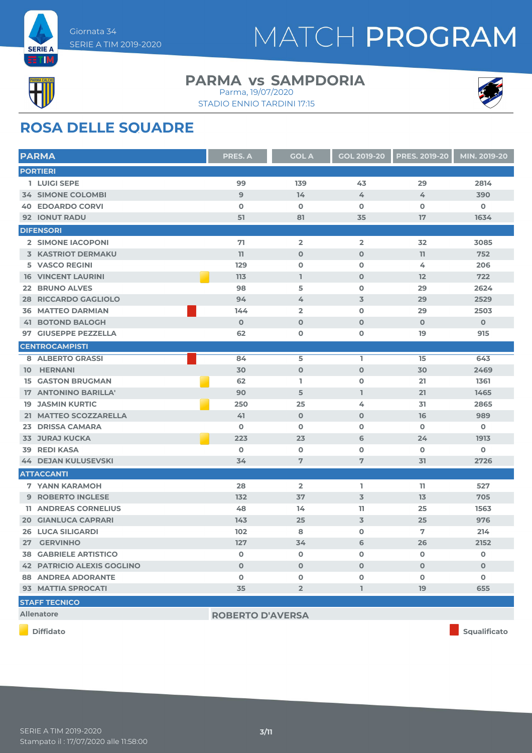Giornata 34
SERIE A TIM 2019-2020

# MATCH PROGRAM

## PARMA vs SAMPDORIA

Parma, 19/07/2020
STADIO ENNIO TARDINI 17:15

## ROSA DELLE SQUADRE

| PARMA | | PRES. A | GOL A | GOL 2019-20 | PRES. 2019-20 | MIN. 2019-20 |
|---|---|---|---|---|---|---|
| **PORTIERI** | | | | | | |
| 1 LUIGI SEPE | | 99 | 139 | 43 | 29 | 2814 |
| 34 SIMONE COLOMBI | | 9 | 14 | 4 | 4 | 390 |
| 40 EDOARDO CORVI | | 0 | 0 | 0 | 0 | 0 |
| 92 IONUT RADU | | 51 | 81 | 35 | 17 | 1634 |
| **DIFENSORI** | | | | | | |
| 2 SIMONE IACOPONI | | 71 | 2 | 2 | 32 | 3085 |
| 3 KASTRIOT DERMAKU | | 11 | 0 | 0 | 11 | 752 |
| 5 VASCO REGINI | | 129 | 0 | 0 | 4 | 206 |
| 16 VINCENT LAURINI | Diffidato | 113 | 1 | 0 | 12 | 722 |
| 22 BRUNO ALVES | | 98 | 5 | 0 | 29 | 2624 |
| 28 RICCARDO GAGLIOLO | | 94 | 4 | 3 | 29 | 2529 |
| 36 MATTEO DARMIAN | Squalificato | 144 | 2 | 0 | 29 | 2503 |
| 41 BOTOND BALOGH | | 0 | 0 | 0 | 0 | 0 |
| 97 GIUSEPPE PEZZELLA | | 62 | 0 | 0 | 19 | 915 |
| **CENTROCAMPISTI** | | | | | | |
| 8 ALBERTO GRASSI | Squalificato | 84 | 5 | 1 | 15 | 643 |
| 10 HERNANI | | 30 | 0 | 0 | 30 | 2469 |
| 15 GASTON BRUGMAN | Diffidato | 62 | 1 | 0 | 21 | 1361 |
| 17 ANTONINO BARILLA' | | 90 | 5 | 1 | 21 | 1465 |
| 19 JASMIN KURTIC | Diffidato | 250 | 25 | 4 | 31 | 2865 |
| 21 MATTEO SCOZZARELLA | | 41 | 0 | 0 | 16 | 989 |
| 23 DRISSA CAMARA | | 0 | 0 | 0 | 0 | 0 |
| 33 JURAJ KUCKA | Diffidato | 223 | 23 | 6 | 24 | 1913 |
| 39 REDI KASA | | 0 | 0 | 0 | 0 | 0 |
| 44 DEJAN KULUSEVSKI | | 34 | 7 | 7 | 31 | 2726 |
| **ATTACCANTI** | | | | | | |
| 7 YANN KARAMOH | | 28 | 2 | 1 | 11 | 527 |
| 9 ROBERTO INGLESE | | 132 | 37 | 3 | 13 | 705 |
| 11 ANDREAS CORNELIUS | | 48 | 14 | 11 | 25 | 1563 |
| 20 GIANLUCA CAPRARI | | 143 | 25 | 3 | 25 | 976 |
| 26 LUCA SILIGARDI | | 102 | 8 | 0 | 7 | 214 |
| 27 GERVINHO | | 127 | 34 | 6 | 26 | 2152 |
| 38 GABRIELE ARTISTICO | | 0 | 0 | 0 | 0 | 0 |
| 42 PATRICIO ALEXIS GOGLINO | | 0 | 0 | 0 | 0 | 0 |
| 88 ANDREA ADORANTE | | 0 | 0 | 0 | 0 | 0 |
| 93 MATTIA SPROCATI | | 35 | 2 | 1 | 19 | 655 |

**STAFF TECNICO**

| Allenatore | ROBERTO D'AVERSA |
|---|---|

Diffidato — Squalificato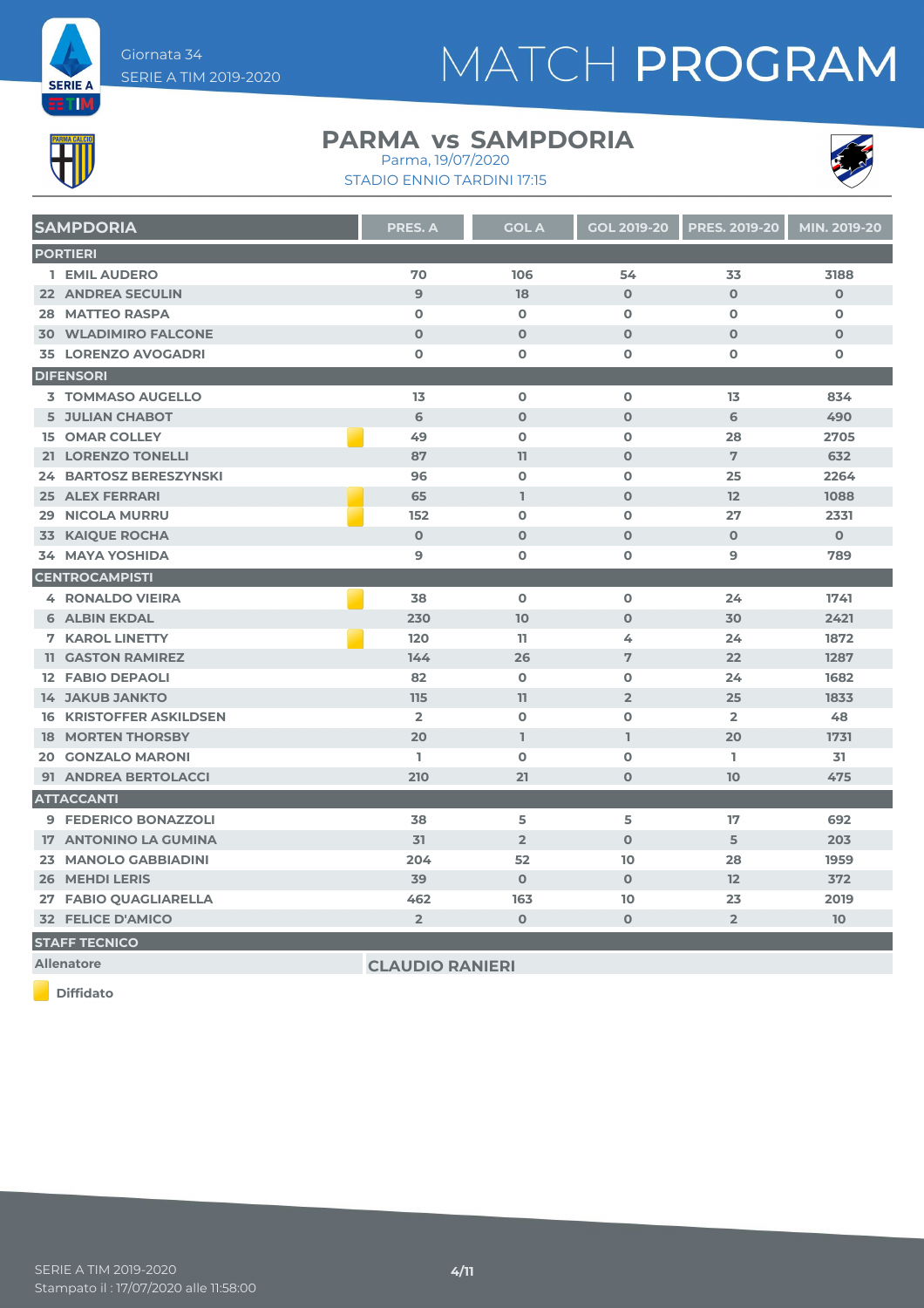Giornata 34
SERIE A TIM 2019-2020

# MATCH PROGRAM

## PARMA vs SAMPDORIA

Parma, 19/07/2020
STADIO ENNIO TARDINI 17:15

| SAMPDORIA | | PRES. A | GOL A | GOL 2019-20 | PRES. 2019-20 | MIN. 2019-20 |
|---|---|---|---|---|---|---|
| **PORTIERI** | | | | | | |
| 1 EMIL AUDERO | | 70 | 106 | 54 | 33 | 3188 |
| 22 ANDREA SECULIN | | 9 | 18 | 0 | 0 | 0 |
| 28 MATTEO RASPA | | 0 | 0 | 0 | 0 | 0 |
| 30 WLADIMIRO FALCONE | | 0 | 0 | 0 | 0 | 0 |
| 35 LORENZO AVOGADRI | | 0 | 0 | 0 | 0 | 0 |
| **DIFENSORI** | | | | | | |
| 3 TOMMASO AUGELLO | | 13 | 0 | 0 | 13 | 834 |
| 5 JULIAN CHABOT | | 6 | 0 | 0 | 6 | 490 |
| 15 OMAR COLLEY | Diffidato | 49 | 0 | 0 | 28 | 2705 |
| 21 LORENZO TONELLI | | 87 | 11 | 0 | 7 | 632 |
| 24 BARTOSZ BERESZYNSKI | | 96 | 0 | 0 | 25 | 2264 |
| 25 ALEX FERRARI | Diffidato | 65 | 1 | 0 | 12 | 1088 |
| 29 NICOLA MURRU | Diffidato | 152 | 0 | 0 | 27 | 2331 |
| 33 KAIQUE ROCHA | | 0 | 0 | 0 | 0 | 0 |
| 34 MAYA YOSHIDA | | 9 | 0 | 0 | 9 | 789 |
| **CENTROCAMPISTI** | | | | | | |
| 4 RONALDO VIEIRA | Diffidato | 38 | 0 | 0 | 24 | 1741 |
| 6 ALBIN EKDAL | | 230 | 10 | 0 | 30 | 2421 |
| 7 KAROL LINETTY | Diffidato | 120 | 11 | 4 | 24 | 1872 |
| 11 GASTON RAMIREZ | | 144 | 26 | 7 | 22 | 1287 |
| 12 FABIO DEPAOLI | | 82 | 0 | 0 | 24 | 1682 |
| 14 JAKUB JANKTO | | 115 | 11 | 2 | 25 | 1833 |
| 16 KRISTOFFER ASKILDSEN | | 2 | 0 | 0 | 2 | 48 |
| 18 MORTEN THORSBY | | 20 | 1 | 1 | 20 | 1731 |
| 20 GONZALO MARONI | | 1 | 0 | 0 | 1 | 31 |
| 91 ANDREA BERTOLACCI | | 210 | 21 | 0 | 10 | 475 |
| **ATTACCANTI** | | | | | | |
| 9 FEDERICO BONAZZOLI | | 38 | 5 | 5 | 17 | 692 |
| 17 ANTONINO LA GUMINA | | 31 | 2 | 0 | 5 | 203 |
| 23 MANOLO GABBIADINI | | 204 | 52 | 10 | 28 | 1959 |
| 26 MEHDI LERIS | | 39 | 0 | 0 | 12 | 372 |
| 27 FABIO QUAGLIARELLA | | 462 | 163 | 10 | 23 | 2019 |
| 32 FELICE D'AMICO | | 2 | 0 | 0 | 2 | 10 |

| STAFF TECNICO | |
|---|---|
| Allenatore | CLAUDIO RANIERI |

Diffidato

SERIE A TIM 2019-2020
Stampato il : 17/07/2020 alle 11:58:00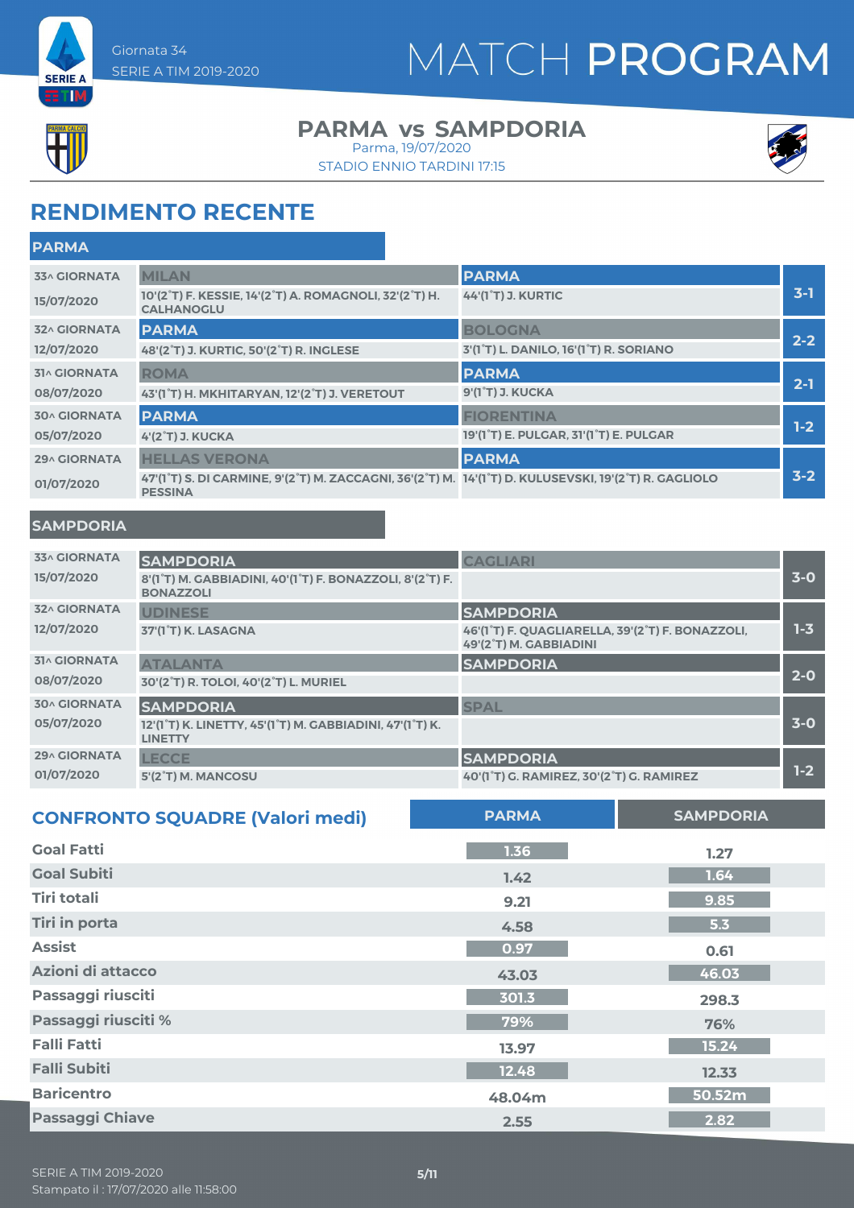Giornata 34
SERIE A TIM 2019-2020

# MATCH PROGRAM

## PARMA vs SAMPDORIA

Parma, 19/07/2020
STADIO ENNIO TARDINI 17:15

## RENDIMENTO RECENTE

### PARMA

| Giornata | Casa | Ospite | Risultato |
|---|---|---|---|
| 33^ GIORNATA 15/07/2020 | **MILAN** 10'(2°T) F. KESSIE, 14'(2°T) A. ROMAGNOLI, 32'(2°T) H. CALHANOGLU | **PARMA** 44'(1°T) J. KURTIC | 3-1 |
| 32^ GIORNATA 12/07/2020 | **PARMA** 48'(2°T) J. KURTIC, 50'(2°T) R. INGLESE | **BOLOGNA** 3'(1°T) L. DANILO, 16'(1°T) R. SORIANO | 2-2 |
| 31^ GIORNATA 08/07/2020 | **ROMA** 43'(1°T) H. MKHITARYAN, 12'(2°T) J. VERETOUT | **PARMA** 9'(1°T) J. KUCKA | 2-1 |
| 30^ GIORNATA 05/07/2020 | **PARMA** 4'(2°T) J. KUCKA | **FIORENTINA** 19'(1°T) E. PULGAR, 31'(1°T) E. PULGAR | 1-2 |
| 29^ GIORNATA 01/07/2020 | **HELLAS VERONA** 47'(1°T) S. DI CARMINE, 9'(2°T) M. ZACCAGNI, 36'(2°T) M. PESSINA | **PARMA** 14'(1°T) D. KULUSEVSKI, 19'(2°T) R. GAGLIOLO | 3-2 |

### SAMPDORIA

| Giornata | Casa | Ospite | Risultato |
|---|---|---|---|
| 33^ GIORNATA 15/07/2020 | **SAMPDORIA** 8'(1°T) M. GABBIADINI, 40'(1°T) F. BONAZZOLI, 8'(2°T) F. BONAZZOLI | **CAGLIARI** | 3-0 |
| 32^ GIORNATA 12/07/2020 | **UDINESE** 37'(1°T) K. LASAGNA | **SAMPDORIA** 46'(1°T) F. QUAGLIARELLA, 39'(2°T) F. BONAZZOLI, 49'(2°T) M. GABBIADINI | 1-3 |
| 31^ GIORNATA 08/07/2020 | **ATALANTA** 30'(2°T) R. TOLOI, 40'(2°T) L. MURIEL | **SAMPDORIA** | 2-0 |
| 30^ GIORNATA 05/07/2020 | **SAMPDORIA** 12'(1°T) K. LINETTY, 45'(1°T) M. GABBIADINI, 47'(1°T) K. LINETTY | **SPAL** | 3-0 |
| 29^ GIORNATA 01/07/2020 | **LECCE** 5'(2°T) M. MANCOSU | **SAMPDORIA** 40'(1°T) G. RAMIREZ, 30'(2°T) G. RAMIREZ | 1-2 |

## CONFRONTO SQUADRE (Valori medi)

| | PARMA | SAMPDORIA |
|---|---|---|
| Goal Fatti | 1.36 | 1.27 |
| Goal Subiti | 1.42 | 1.64 |
| Tiri totali | 9.21 | 9.85 |
| Tiri in porta | 4.58 | 5.3 |
| Assist | 0.97 | 0.61 |
| Azioni di attacco | 43.03 | 46.03 |
| Passaggi riusciti | 301.3 | 298.3 |
| Passaggi riusciti % | 79% | 76% |
| Falli Fatti | 13.97 | 15.24 |
| Falli Subiti | 12.48 | 12.33 |
| Baricentro | 48.04m | 50.52m |
| Passaggi Chiave | 2.55 | 2.82 |

SERIE A TIM 2019-2020
Stampato il : 17/07/2020 alle 11:58:00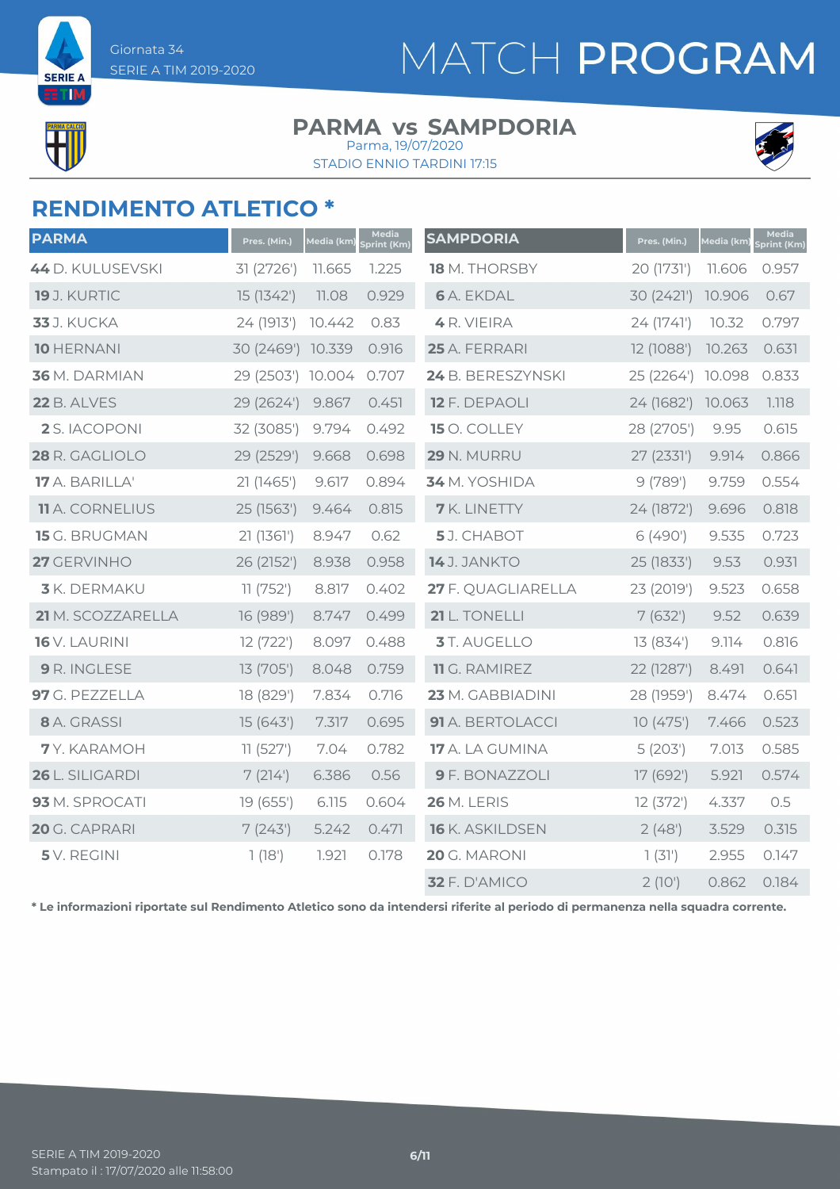Giornata 34
SERIE A TIM 2019-2020

# MATCH PROGRAM

**PARMA vs SAMPDORIA**
Parma, 19/07/2020
STADIO ENNIO TARDINI 17:15

## RENDIMENTO ATLETICO *

| PARMA | Pres. (Min.) | Media (km) | Media Sprint (Km) |
|---|---|---|---|
| **44** D. KULUSEVSKI | 31 (2726') | 11.665 | 1.225 |
| **19** J. KURTIC | 15 (1342') | 11.08 | 0.929 |
| **33** J. KUCKA | 24 (1913') | 10.442 | 0.83 |
| **10** HERNANI | 30 (2469') | 10.339 | 0.916 |
| **36** M. DARMIAN | 29 (2503') | 10.004 | 0.707 |
| **22** B. ALVES | 29 (2624') | 9.867 | 0.451 |
| **2** S. IACOPONI | 32 (3085') | 9.794 | 0.492 |
| **28** R. GAGLIOLO | 29 (2529') | 9.668 | 0.698 |
| **17** A. BARILLA' | 21 (1465') | 9.617 | 0.894 |
| **11** A. CORNELIUS | 25 (1563') | 9.464 | 0.815 |
| **15** G. BRUGMAN | 21 (1361') | 8.947 | 0.62 |
| **27** GERVINHO | 26 (2152') | 8.938 | 0.958 |
| **3** K. DERMAKU | 11 (752') | 8.817 | 0.402 |
| **21** M. SCOZZARELLA | 16 (989') | 8.747 | 0.499 |
| **16** V. LAURINI | 12 (722') | 8.097 | 0.488 |
| **9** R. INGLESE | 13 (705') | 8.048 | 0.759 |
| **97** G. PEZZELLA | 18 (829') | 7.834 | 0.716 |
| **8** A. GRASSI | 15 (643') | 7.317 | 0.695 |
| **7** Y. KARAMOH | 11 (527') | 7.04 | 0.782 |
| **26** L. SILIGARDI | 7 (214') | 6.386 | 0.56 |
| **93** M. SPROCATI | 19 (655') | 6.115 | 0.604 |
| **20** G. CAPRARI | 7 (243') | 5.242 | 0.471 |
| **5** V. REGINI | 1 (18') | 1.921 | 0.178 |

| SAMPDORIA | Pres. (Min.) | Media (km) | Media Sprint (Km) |
|---|---|---|---|
| **18** M. THORSBY | 20 (1731') | 11.606 | 0.957 |
| **6** A. EKDAL | 30 (2421') | 10.906 | 0.67 |
| **4** R. VIEIRA | 24 (1741') | 10.32 | 0.797 |
| **25** A. FERRARI | 12 (1088') | 10.263 | 0.631 |
| **24** B. BERESZYNSKI | 25 (2264') | 10.098 | 0.833 |
| **12** F. DEPAOLI | 24 (1682') | 10.063 | 1.118 |
| **15** O. COLLEY | 28 (2705') | 9.95 | 0.615 |
| **29** N. MURRU | 27 (2331') | 9.914 | 0.866 |
| **34** M. YOSHIDA | 9 (789') | 9.759 | 0.554 |
| **7** K. LINETTY | 24 (1872') | 9.696 | 0.818 |
| **5** J. CHABOT | 6 (490') | 9.535 | 0.723 |
| **14** J. JANKTO | 25 (1833') | 9.53 | 0.931 |
| **27** F. QUAGLIARELLA | 23 (2019') | 9.523 | 0.658 |
| **21** L. TONELLI | 7 (632') | 9.52 | 0.639 |
| **3** T. AUGELLO | 13 (834') | 9.114 | 0.816 |
| **11** G. RAMIREZ | 22 (1287') | 8.491 | 0.641 |
| **23** M. GABBIADINI | 28 (1959') | 8.474 | 0.651 |
| **91** A. BERTOLACCI | 10 (475') | 7.466 | 0.523 |
| **17** A. LA GUMINA | 5 (203') | 7.013 | 0.585 |
| **9** F. BONAZZOLI | 17 (692') | 5.921 | 0.574 |
| **26** M. LERIS | 12 (372') | 4.337 | 0.5 |
| **16** K. ASKILDSEN | 2 (48') | 3.529 | 0.315 |
| **20** G. MARONI | 1 (31') | 2.955 | 0.147 |
| **32** F. D'AMICO | 2 (10') | 0.862 | 0.184 |

**\* Le informazioni riportate sul Rendimento Atletico sono da intendersi riferite al periodo di permanenza nella squadra corrente.**

SERIE A TIM 2019-2020
Stampato il : 17/07/2020 alle 11:58:00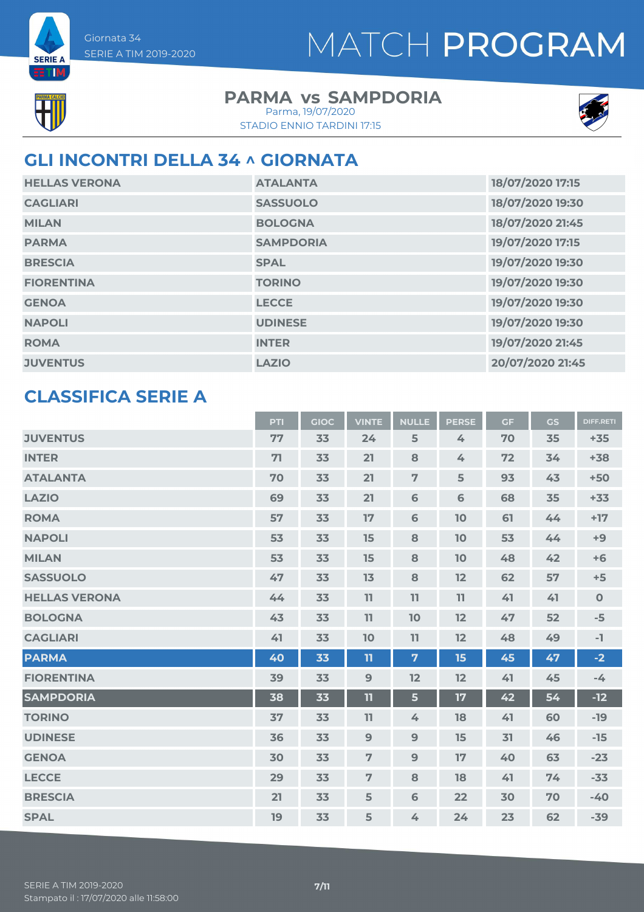Giornata 34
SERIE A TIM 2019-2020

# MATCH PROGRAM

**PARMA vs SAMPDORIA**
Parma, 19/07/2020
STADIO ENNIO TARDINI 17:15

## GLI INCONTRI DELLA 34 ^ GIORNATA

| | | |
|---|---|---|
| HELLAS VERONA | ATALANTA | 18/07/2020 17:15 |
| CAGLIARI | SASSUOLO | 18/07/2020 19:30 |
| MILAN | BOLOGNA | 18/07/2020 21:45 |
| PARMA | SAMPDORIA | 19/07/2020 17:15 |
| BRESCIA | SPAL | 19/07/2020 19:30 |
| FIORENTINA | TORINO | 19/07/2020 19:30 |
| GENOA | LECCE | 19/07/2020 19:30 |
| NAPOLI | UDINESE | 19/07/2020 19:30 |
| ROMA | INTER | 19/07/2020 21:45 |
| JUVENTUS | LAZIO | 20/07/2020 21:45 |

## CLASSIFICA SERIE A

| | PTI | GIOC | VINTE | NULLE | PERSE | GF | GS | DIFF.RETI |
|---|---|---|---|---|---|---|---|---|
| JUVENTUS | 77 | 33 | 24 | 5 | 4 | 70 | 35 | +35 |
| INTER | 71 | 33 | 21 | 8 | 4 | 72 | 34 | +38 |
| ATALANTA | 70 | 33 | 21 | 7 | 5 | 93 | 43 | +50 |
| LAZIO | 69 | 33 | 21 | 6 | 6 | 68 | 35 | +33 |
| ROMA | 57 | 33 | 17 | 6 | 10 | 61 | 44 | +17 |
| NAPOLI | 53 | 33 | 15 | 8 | 10 | 53 | 44 | +9 |
| MILAN | 53 | 33 | 15 | 8 | 10 | 48 | 42 | +6 |
| SASSUOLO | 47 | 33 | 13 | 8 | 12 | 62 | 57 | +5 |
| HELLAS VERONA | 44 | 33 | 11 | 11 | 11 | 41 | 41 | 0 |
| BOLOGNA | 43 | 33 | 11 | 10 | 12 | 47 | 52 | -5 |
| CAGLIARI | 41 | 33 | 10 | 11 | 12 | 48 | 49 | -1 |
| PARMA | 40 | 33 | 11 | 7 | 15 | 45 | 47 | -2 |
| FIORENTINA | 39 | 33 | 9 | 12 | 12 | 41 | 45 | -4 |
| SAMPDORIA | 38 | 33 | 11 | 5 | 17 | 42 | 54 | -12 |
| TORINO | 37 | 33 | 11 | 4 | 18 | 41 | 60 | -19 |
| UDINESE | 36 | 33 | 9 | 9 | 15 | 31 | 46 | -15 |
| GENOA | 30 | 33 | 7 | 9 | 17 | 40 | 63 | -23 |
| LECCE | 29 | 33 | 7 | 8 | 18 | 41 | 74 | -33 |
| BRESCIA | 21 | 33 | 5 | 6 | 22 | 30 | 70 | -40 |
| SPAL | 19 | 33 | 5 | 4 | 24 | 23 | 62 | -39 |

SERIE A TIM 2019-2020
Stampato il : 17/07/2020 alle 11:58:00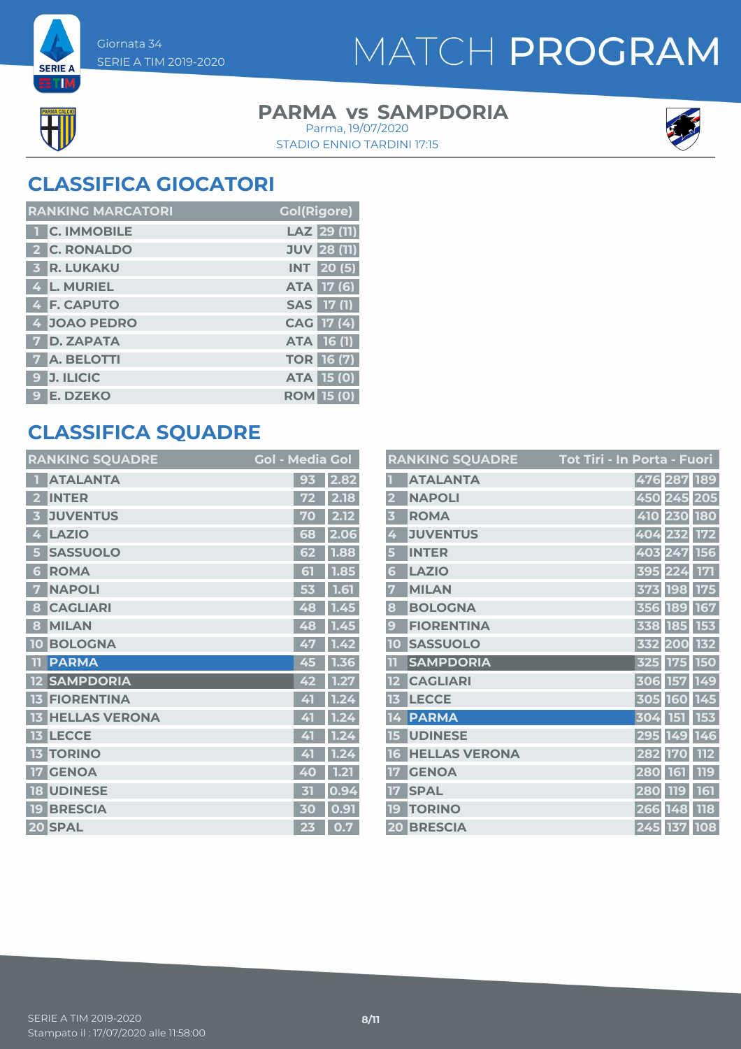Giornata 34
SERIE A TIM 2019-2020

# MATCH PROGRAM

## PARMA vs SAMPDORIA

Parma, 19/07/2020
STADIO ENNIO TARDINI 17:15

## CLASSIFICA GIOCATORI

| | RANKING MARCATORI | | Gol(Rigore) |
|---|---|---|---|
| 1 | C. IMMOBILE | LAZ | 29 (11) |
| 2 | C. RONALDO | JUV | 28 (11) |
| 3 | R. LUKAKU | INT | 20 (5) |
| 4 | L. MURIEL | ATA | 17 (6) |
| 4 | F. CAPUTO | SAS | 17 (1) |
| 4 | JOAO PEDRO | CAG | 17 (4) |
| 7 | D. ZAPATA | ATA | 16 (1) |
| 7 | A. BELOTTI | TOR | 16 (7) |
| 9 | J. ILICIC | ATA | 15 (0) |
| 9 | E. DZEKO | ROM | 15 (0) |

## CLASSIFICA SQUADRE

| | RANKING SQUADRE | Gol | Media Gol |
|---|---|---|---|
| 1 | ATALANTA | 93 | 2.82 |
| 2 | INTER | 72 | 2.18 |
| 3 | JUVENTUS | 70 | 2.12 |
| 4 | LAZIO | 68 | 2.06 |
| 5 | SASSUOLO | 62 | 1.88 |
| 6 | ROMA | 61 | 1.85 |
| 7 | NAPOLI | 53 | 1.61 |
| 8 | CAGLIARI | 48 | 1.45 |
| 8 | MILAN | 48 | 1.45 |
| 10 | BOLOGNA | 47 | 1.42 |
| 11 | PARMA | 45 | 1.36 |
| 12 | SAMPDORIA | 42 | 1.27 |
| 13 | FIORENTINA | 41 | 1.24 |
| 13 | HELLAS VERONA | 41 | 1.24 |
| 13 | LECCE | 41 | 1.24 |
| 13 | TORINO | 41 | 1.24 |
| 17 | GENOA | 40 | 1.21 |
| 18 | UDINESE | 31 | 0.94 |
| 19 | BRESCIA | 30 | 0.91 |
| 20 | SPAL | 23 | 0.7 |

| | RANKING SQUADRE | Tot Tiri | In Porta | Fuori |
|---|---|---|---|---|
| 1 | ATALANTA | 476 | 287 | 189 |
| 2 | NAPOLI | 450 | 245 | 205 |
| 3 | ROMA | 410 | 230 | 180 |
| 4 | JUVENTUS | 404 | 232 | 172 |
| 5 | INTER | 403 | 247 | 156 |
| 6 | LAZIO | 395 | 224 | 171 |
| 7 | MILAN | 373 | 198 | 175 |
| 8 | BOLOGNA | 356 | 189 | 167 |
| 9 | FIORENTINA | 338 | 185 | 153 |
| 10 | SASSUOLO | 332 | 200 | 132 |
| 11 | SAMPDORIA | 325 | 175 | 150 |
| 12 | CAGLIARI | 306 | 157 | 149 |
| 13 | LECCE | 305 | 160 | 145 |
| 14 | PARMA | 304 | 151 | 153 |
| 15 | UDINESE | 295 | 149 | 146 |
| 16 | HELLAS VERONA | 282 | 170 | 112 |
| 17 | GENOA | 280 | 161 | 119 |
| 17 | SPAL | 280 | 119 | 161 |
| 19 | TORINO | 266 | 148 | 118 |
| 20 | BRESCIA | 245 | 137 | 108 |

SERIE A TIM 2019-2020
Stampato il : 17/07/2020 alle 11:58:00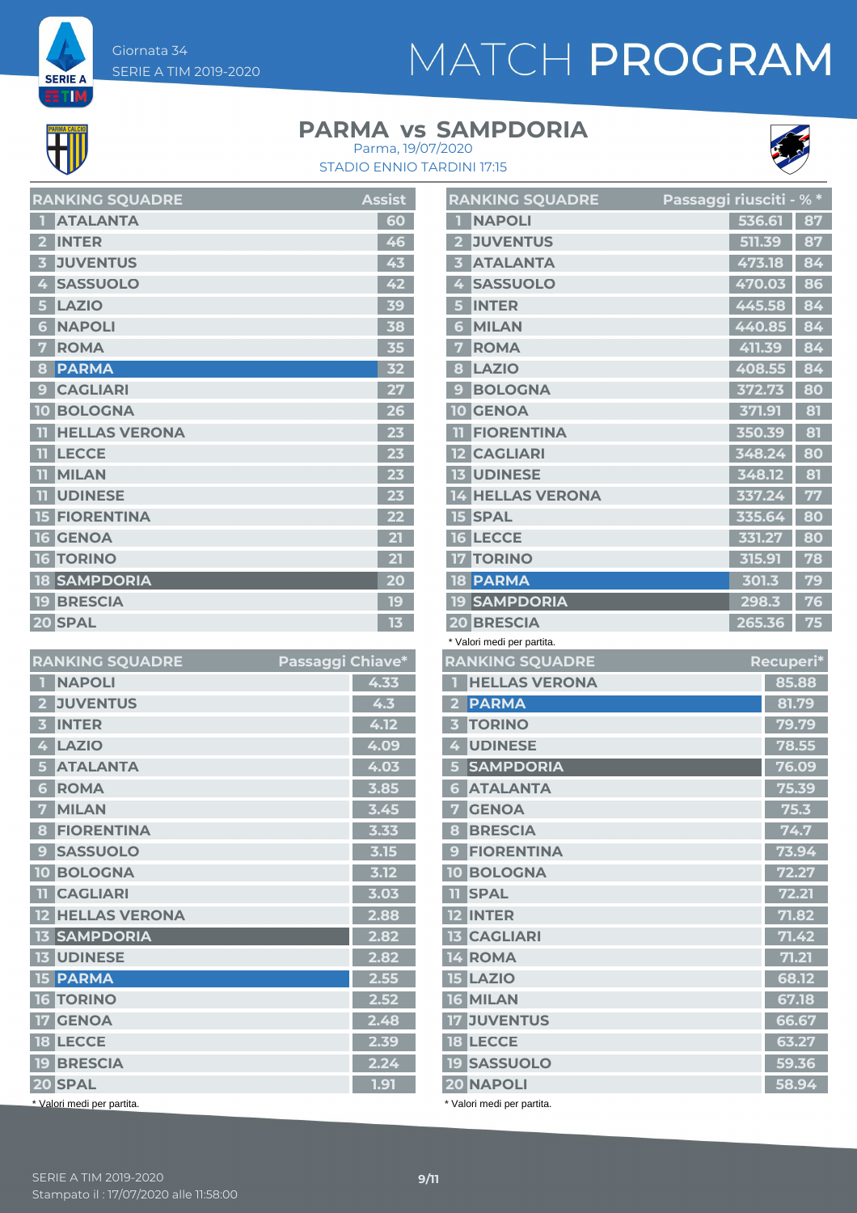Giornata 34
SERIE A TIM 2019-2020

# MATCH PROGRAM

## PARMA vs SAMPDORIA

Parma, 19/07/2020
STADIO ENNIO TARDINI 17:15

| RANKING SQUADRE | | Assist |
|---|---|---|
| 1 | ATALANTA | 60 |
| 2 | INTER | 46 |
| 3 | JUVENTUS | 43 |
| 4 | SASSUOLO | 42 |
| 5 | LAZIO | 39 |
| 6 | NAPOLI | 38 |
| 7 | ROMA | 35 |
| 8 | PARMA | 32 |
| 9 | CAGLIARI | 27 |
| 10 | BOLOGNA | 26 |
| 11 | HELLAS VERONA | 23 |
| 11 | LECCE | 23 |
| 11 | MILAN | 23 |
| 11 | UDINESE | 23 |
| 15 | FIORENTINA | 22 |
| 16 | GENOA | 21 |
| 16 | TORINO | 21 |
| 18 | SAMPDORIA | 20 |
| 19 | BRESCIA | 19 |
| 20 | SPAL | 13 |

| RANKING SQUADRE | | Passaggi riusciti* | % * |
|---|---|---|---|
| 1 | NAPOLI | 536.61 | 87 |
| 2 | JUVENTUS | 511.39 | 87 |
| 3 | ATALANTA | 473.18 | 84 |
| 4 | SASSUOLO | 470.03 | 86 |
| 5 | INTER | 445.58 | 84 |
| 6 | MILAN | 440.85 | 84 |
| 7 | ROMA | 411.39 | 84 |
| 8 | LAZIO | 408.55 | 84 |
| 9 | BOLOGNA | 372.73 | 80 |
| 10 | GENOA | 371.91 | 81 |
| 11 | FIORENTINA | 350.39 | 81 |
| 12 | CAGLIARI | 348.24 | 80 |
| 13 | UDINESE | 348.12 | 81 |
| 14 | HELLAS VERONA | 337.24 | 77 |
| 15 | SPAL | 335.64 | 80 |
| 16 | LECCE | 331.27 | 80 |
| 17 | TORINO | 315.91 | 78 |
| 18 | PARMA | 301.3 | 79 |
| 19 | SAMPDORIA | 298.3 | 76 |
| 20 | BRESCIA | 265.36 | 75 |

\* Valori medi per partita.

| RANKING SQUADRE | | Passaggi Chiave* |
|---|---|---|
| 1 | NAPOLI | 4.33 |
| 2 | JUVENTUS | 4.3 |
| 3 | INTER | 4.12 |
| 4 | LAZIO | 4.09 |
| 5 | ATALANTA | 4.03 |
| 6 | ROMA | 3.85 |
| 7 | MILAN | 3.45 |
| 8 | FIORENTINA | 3.33 |
| 9 | SASSUOLO | 3.15 |
| 10 | BOLOGNA | 3.12 |
| 11 | CAGLIARI | 3.03 |
| 12 | HELLAS VERONA | 2.88 |
| 13 | SAMPDORIA | 2.82 |
| 13 | UDINESE | 2.82 |
| 15 | PARMA | 2.55 |
| 16 | TORINO | 2.52 |
| 17 | GENOA | 2.48 |
| 18 | LECCE | 2.39 |
| 19 | BRESCIA | 2.24 |
| 20 | SPAL | 1.91 |

\* Valori medi per partita.

| RANKING SQUADRE | | Recuperi* |
|---|---|---|
| 1 | HELLAS VERONA | 85.88 |
| 2 | PARMA | 81.79 |
| 3 | TORINO | 79.79 |
| 4 | UDINESE | 78.55 |
| 5 | SAMPDORIA | 76.09 |
| 6 | ATALANTA | 75.39 |
| 7 | GENOA | 75.3 |
| 8 | BRESCIA | 74.7 |
| 9 | FIORENTINA | 73.94 |
| 10 | BOLOGNA | 72.27 |
| 11 | SPAL | 72.21 |
| 12 | INTER | 71.82 |
| 13 | CAGLIARI | 71.42 |
| 14 | ROMA | 71.21 |
| 15 | LAZIO | 68.12 |
| 16 | MILAN | 67.18 |
| 17 | JUVENTUS | 66.67 |
| 18 | LECCE | 63.27 |
| 19 | SASSUOLO | 59.36 |
| 20 | NAPOLI | 58.94 |

\* Valori medi per partita.

SERIE A TIM 2019-2020
Stampato il : 17/07/2020 alle 11:58:00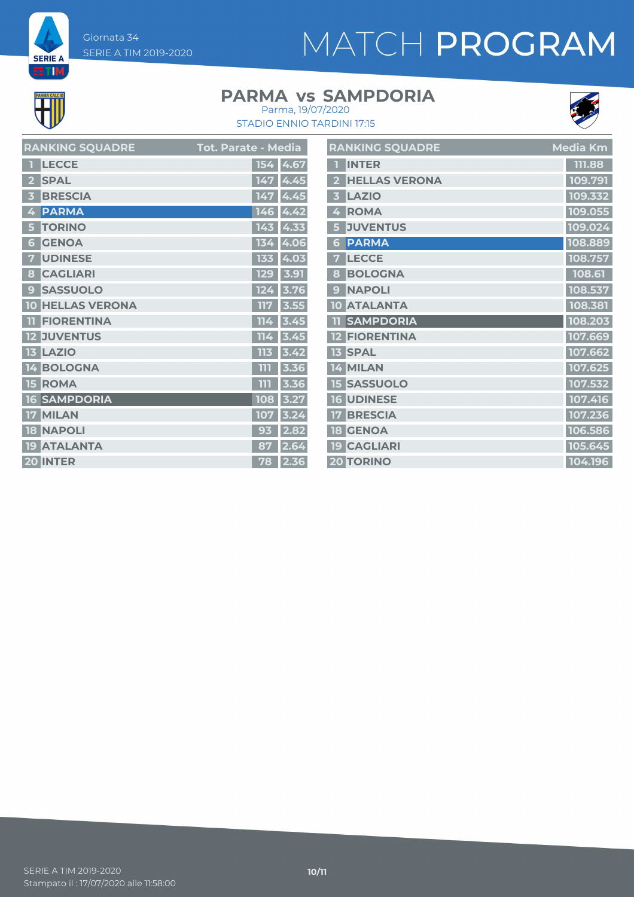# MATCH PROGRAM

Giornata 34
SERIE A TIM 2019-2020

## PARMA vs SAMPDORIA

Parma, 19/07/2020
STADIO ENNIO TARDINI 17:15

| RANKING SQUADRE | | Tot. Parate | Media |
|---|---|---|---|
| 1 | LECCE | 154 | 4.67 |
| 2 | SPAL | 147 | 4.45 |
| 3 | BRESCIA | 147 | 4.45 |
| 4 | PARMA | 146 | 4.42 |
| 5 | TORINO | 143 | 4.33 |
| 6 | GENOA | 134 | 4.06 |
| 7 | UDINESE | 133 | 4.03 |
| 8 | CAGLIARI | 129 | 3.91 |
| 9 | SASSUOLO | 124 | 3.76 |
| 10 | HELLAS VERONA | 117 | 3.55 |
| 11 | FIORENTINA | 114 | 3.45 |
| 12 | JUVENTUS | 114 | 3.45 |
| 13 | LAZIO | 113 | 3.42 |
| 14 | BOLOGNA | 111 | 3.36 |
| 15 | ROMA | 111 | 3.36 |
| 16 | SAMPDORIA | 108 | 3.27 |
| 17 | MILAN | 107 | 3.24 |
| 18 | NAPOLI | 93 | 2.82 |
| 19 | ATALANTA | 87 | 2.64 |
| 20 | INTER | 78 | 2.36 |

| RANKING SQUADRE | | Media Km |
|---|---|---|
| 1 | INTER | 111.88 |
| 2 | HELLAS VERONA | 109.791 |
| 3 | LAZIO | 109.332 |
| 4 | ROMA | 109.055 |
| 5 | JUVENTUS | 109.024 |
| 6 | PARMA | 108.889 |
| 7 | LECCE | 108.757 |
| 8 | BOLOGNA | 108.61 |
| 9 | NAPOLI | 108.537 |
| 10 | ATALANTA | 108.381 |
| 11 | SAMPDORIA | 108.203 |
| 12 | FIORENTINA | 107.669 |
| 13 | SPAL | 107.662 |
| 14 | MILAN | 107.625 |
| 15 | SASSUOLO | 107.532 |
| 16 | UDINESE | 107.416 |
| 17 | BRESCIA | 107.236 |
| 18 | GENOA | 106.586 |
| 19 | CAGLIARI | 105.645 |
| 20 | TORINO | 104.196 |

SERIE A TIM 2019-2020
Stampato il : 17/07/2020 alle 11:58:00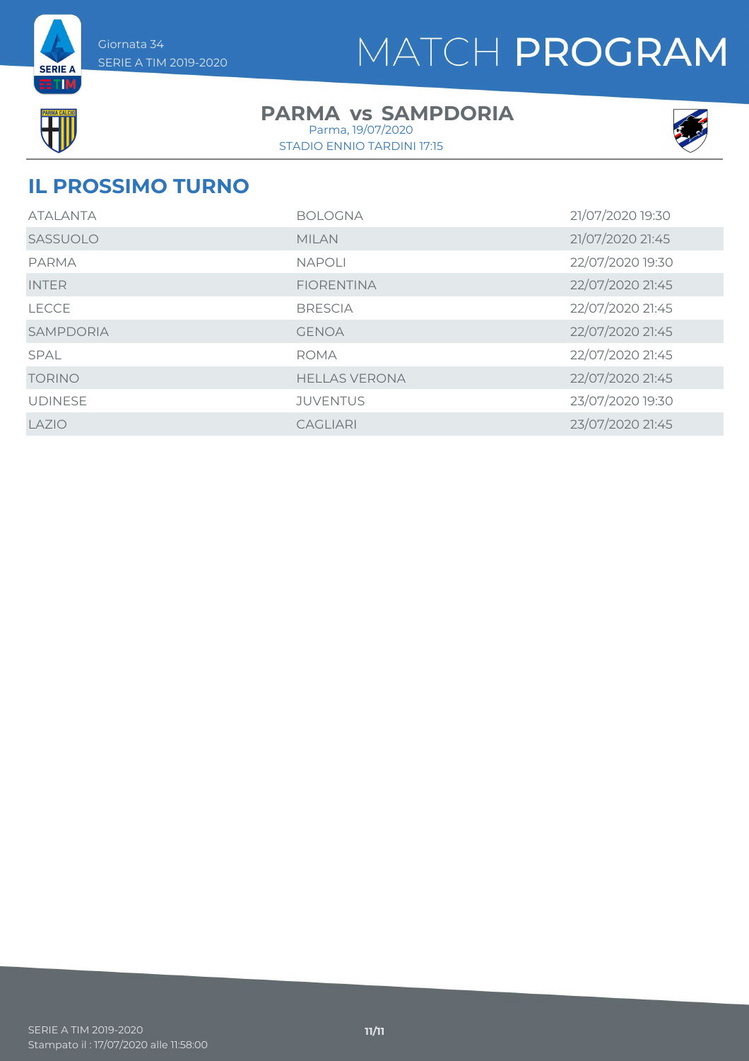# MATCH PROGRAM

Giornata 34
SERIE A TIM 2019-2020

## PARMA vs SAMPDORIA

Parma, 19/07/2020
STADIO ENNIO TARDINI 17:15

## IL PROSSIMO TURNO

| | | |
|---|---|---|
| ATALANTA | BOLOGNA | 21/07/2020 19:30 |
| SASSUOLO | MILAN | 21/07/2020 21:45 |
| PARMA | NAPOLI | 22/07/2020 19:30 |
| INTER | FIORENTINA | 22/07/2020 21:45 |
| LECCE | BRESCIA | 22/07/2020 21:45 |
| SAMPDORIA | GENOA | 22/07/2020 21:45 |
| SPAL | ROMA | 22/07/2020 21:45 |
| TORINO | HELLAS VERONA | 22/07/2020 21:45 |
| UDINESE | JUVENTUS | 23/07/2020 19:30 |
| LAZIO | CAGLIARI | 23/07/2020 21:45 |

SERIE A TIM 2019-2020
Stampato il : 17/07/2020 alle 11:58:00